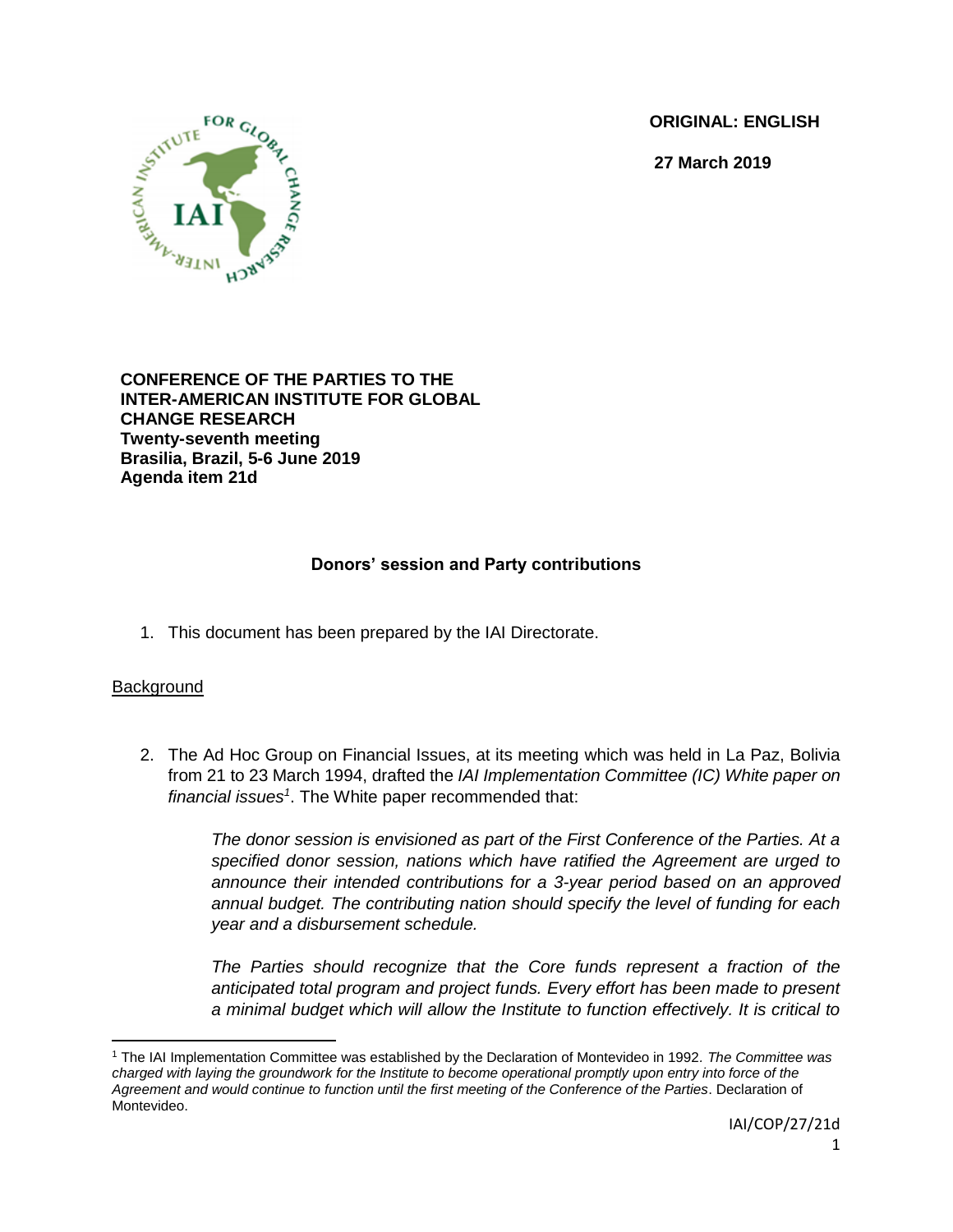ORIGINAL: ENGLISH

27 March 2019

**CONFERENCE OF THE PARTIES TO THE INTER-AMERICAN INSTITUTE FOR GLOBAL CHANGE RESEARCH**
**Twenty-seventh meeting**
**Brasilia, Brazil, 5-6 June 2019**
**Agenda item 21d**

## Donors' session and Party contributions

1. This document has been prepared by the IAI Directorate.

Background

2. The Ad Hoc Group on Financial Issues, at its meeting which was held in La Paz, Bolivia from 21 to 23 March 1994, drafted the *IAI Implementation Committee (IC) White paper on financial issues*[1]. The White paper recommended that:

   *The donor session is envisioned as part of the First Conference of the Parties. At a specified donor session, nations which have ratified the Agreement are urged to announce their intended contributions for a 3-year period based on an approved annual budget. The contributing nation should specify the level of funding for each year and a disbursement schedule.*

   *The Parties should recognize that the Core funds represent a fraction of the anticipated total program and project funds. Every effort has been made to present a minimal budget which will allow the Institute to function effectively. It is critical to*

---

[1] The IAI Implementation Committee was established by the Declaration of Montevideo in 1992. *The Committee was charged with laying the groundwork for the Institute to become operational promptly upon entry into force of the Agreement and would continue to function until the first meeting of the Conference of the Parties*. Declaration of Montevideo.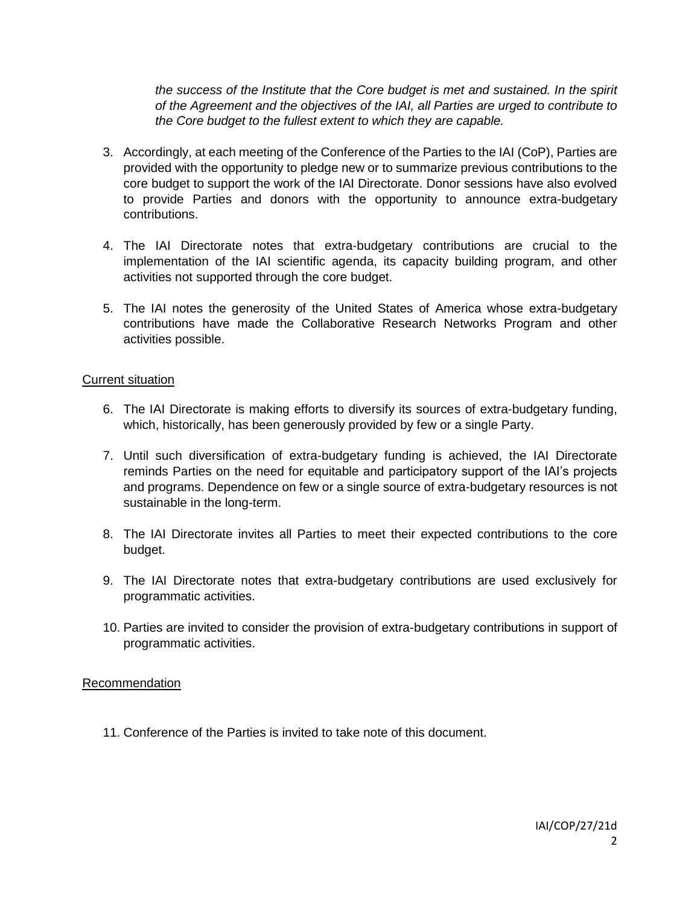*the success of the Institute that the Core budget is met and sustained. In the spirit of the Agreement and the objectives of the IAI, all Parties are urged to contribute to the Core budget to the fullest extent to which they are capable.*

3. Accordingly, at each meeting of the Conference of the Parties to the IAI (CoP), Parties are provided with the opportunity to pledge new or to summarize previous contributions to the core budget to support the work of the IAI Directorate. Donor sessions have also evolved to provide Parties and donors with the opportunity to announce extra-budgetary contributions.

4. The IAI Directorate notes that extra-budgetary contributions are crucial to the implementation of the IAI scientific agenda, its capacity building program, and other activities not supported through the core budget.

5. The IAI notes the generosity of the United States of America whose extra-budgetary contributions have made the Collaborative Research Networks Program and other activities possible.

## Current situation

6. The IAI Directorate is making efforts to diversify its sources of extra-budgetary funding, which, historically, has been generously provided by few or a single Party.

7. Until such diversification of extra-budgetary funding is achieved, the IAI Directorate reminds Parties on the need for equitable and participatory support of the IAI's projects and programs. Dependence on few or a single source of extra-budgetary resources is not sustainable in the long-term.

8. The IAI Directorate invites all Parties to meet their expected contributions to the core budget.

9. The IAI Directorate notes that extra-budgetary contributions are used exclusively for programmatic activities.

10. Parties are invited to consider the provision of extra-budgetary contributions in support of programmatic activities.

## Recommendation

11. Conference of the Parties is invited to take note of this document.